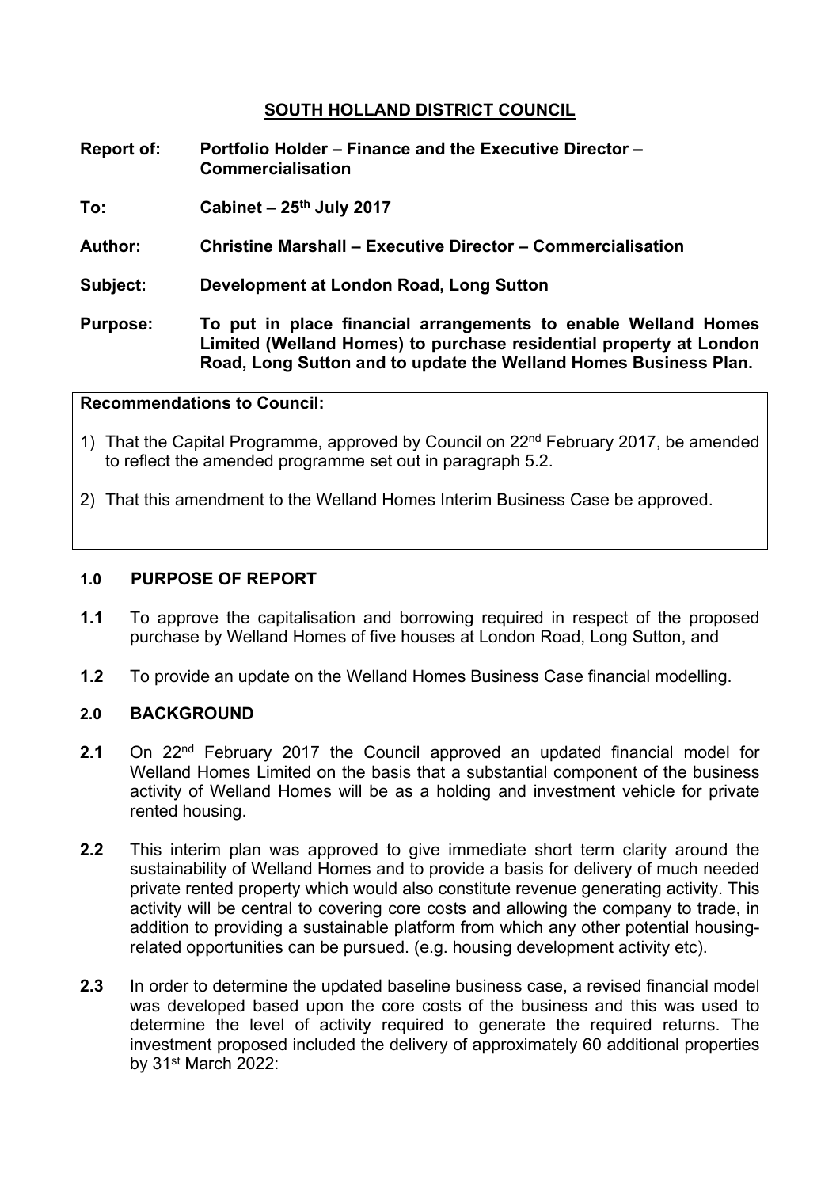# SOUTH HOLLAND DISTRICT COUNCIL

**Report of:** **Portfolio Holder – Finance and the Executive Director – Commercialisation**

**To:** **Cabinet – 25th July 2017**

**Author:** **Christine Marshall – Executive Director – Commercialisation**

**Subject:** **Development at London Road, Long Sutton**

**Purpose:** **To put in place financial arrangements to enable Welland Homes Limited (Welland Homes) to purchase residential property at London Road, Long Sutton and to update the Welland Homes Business Plan.**

**Recommendations to Council:**

1) That the Capital Programme, approved by Council on 22nd February 2017, be amended to reflect the amended programme set out in paragraph 5.2.

2) That this amendment to the Welland Homes Interim Business Case be approved.

## 1.0 PURPOSE OF REPORT

**1.1** To approve the capitalisation and borrowing required in respect of the proposed purchase by Welland Homes of five houses at London Road, Long Sutton, and

**1.2** To provide an update on the Welland Homes Business Case financial modelling.

## 2.0 BACKGROUND

**2.1** On 22nd February 2017 the Council approved an updated financial model for Welland Homes Limited on the basis that a substantial component of the business activity of Welland Homes will be as a holding and investment vehicle for private rented housing.

**2.2** This interim plan was approved to give immediate short term clarity around the sustainability of Welland Homes and to provide a basis for delivery of much needed private rented property which would also constitute revenue generating activity. This activity will be central to covering core costs and allowing the company to trade, in addition to providing a sustainable platform from which any other potential housing-related opportunities can be pursued. (e.g. housing development activity etc).

**2.3** In order to determine the updated baseline business case, a revised financial model was developed based upon the core costs of the business and this was used to determine the level of activity required to generate the required returns. The investment proposed included the delivery of approximately 60 additional properties by 31st March 2022: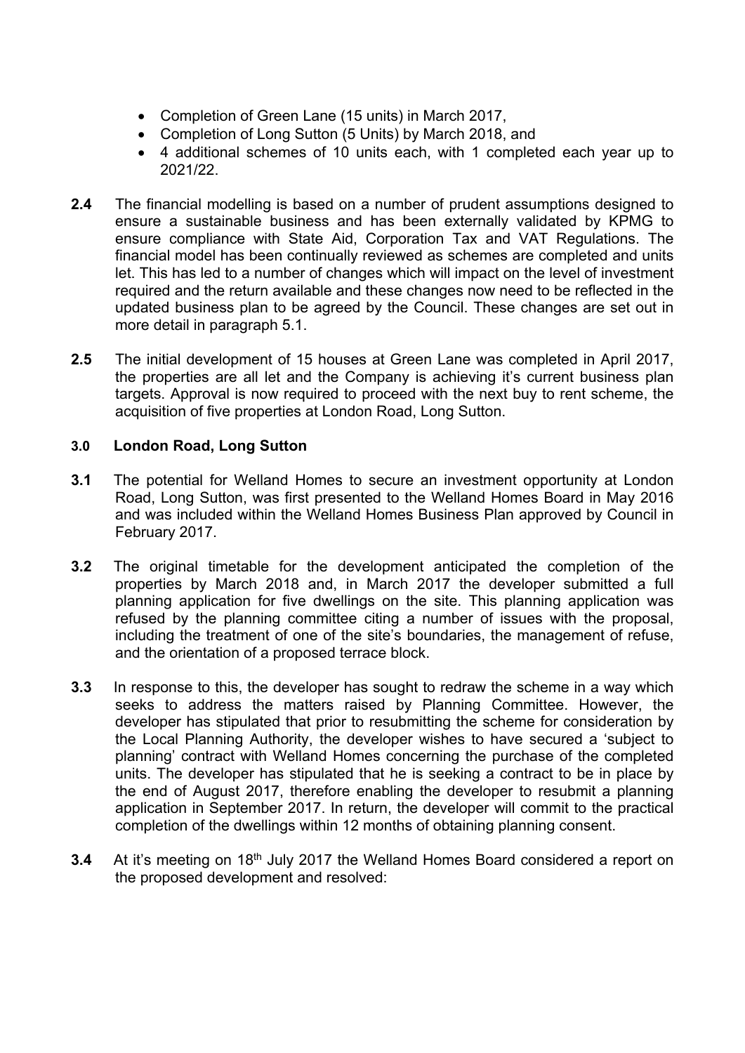- Completion of Green Lane (15 units) in March 2017,
- Completion of Long Sutton (5 Units) by March 2018, and
- 4 additional schemes of 10 units each, with 1 completed each year up to 2021/22.

**2.4** The financial modelling is based on a number of prudent assumptions designed to ensure a sustainable business and has been externally validated by KPMG to ensure compliance with State Aid, Corporation Tax and VAT Regulations. The financial model has been continually reviewed as schemes are completed and units let. This has led to a number of changes which will impact on the level of investment required and the return available and these changes now need to be reflected in the updated business plan to be agreed by the Council. These changes are set out in more detail in paragraph 5.1.

**2.5** The initial development of 15 houses at Green Lane was completed in April 2017, the properties are all let and the Company is achieving it's current business plan targets. Approval is now required to proceed with the next buy to rent scheme, the acquisition of five properties at London Road, Long Sutton.

## 3.0 London Road, Long Sutton

**3.1** The potential for Welland Homes to secure an investment opportunity at London Road, Long Sutton, was first presented to the Welland Homes Board in May 2016 and was included within the Welland Homes Business Plan approved by Council in February 2017.

**3.2** The original timetable for the development anticipated the completion of the properties by March 2018 and, in March 2017 the developer submitted a full planning application for five dwellings on the site. This planning application was refused by the planning committee citing a number of issues with the proposal, including the treatment of one of the site's boundaries, the management of refuse, and the orientation of a proposed terrace block.

**3.3** In response to this, the developer has sought to redraw the scheme in a way which seeks to address the matters raised by Planning Committee. However, the developer has stipulated that prior to resubmitting the scheme for consideration by the Local Planning Authority, the developer wishes to have secured a 'subject to planning' contract with Welland Homes concerning the purchase of the completed units. The developer has stipulated that he is seeking a contract to be in place by the end of August 2017, therefore enabling the developer to resubmit a planning application in September 2017. In return, the developer will commit to the practical completion of the dwellings within 12 months of obtaining planning consent.

**3.4** At it's meeting on 18th July 2017 the Welland Homes Board considered a report on the proposed development and resolved: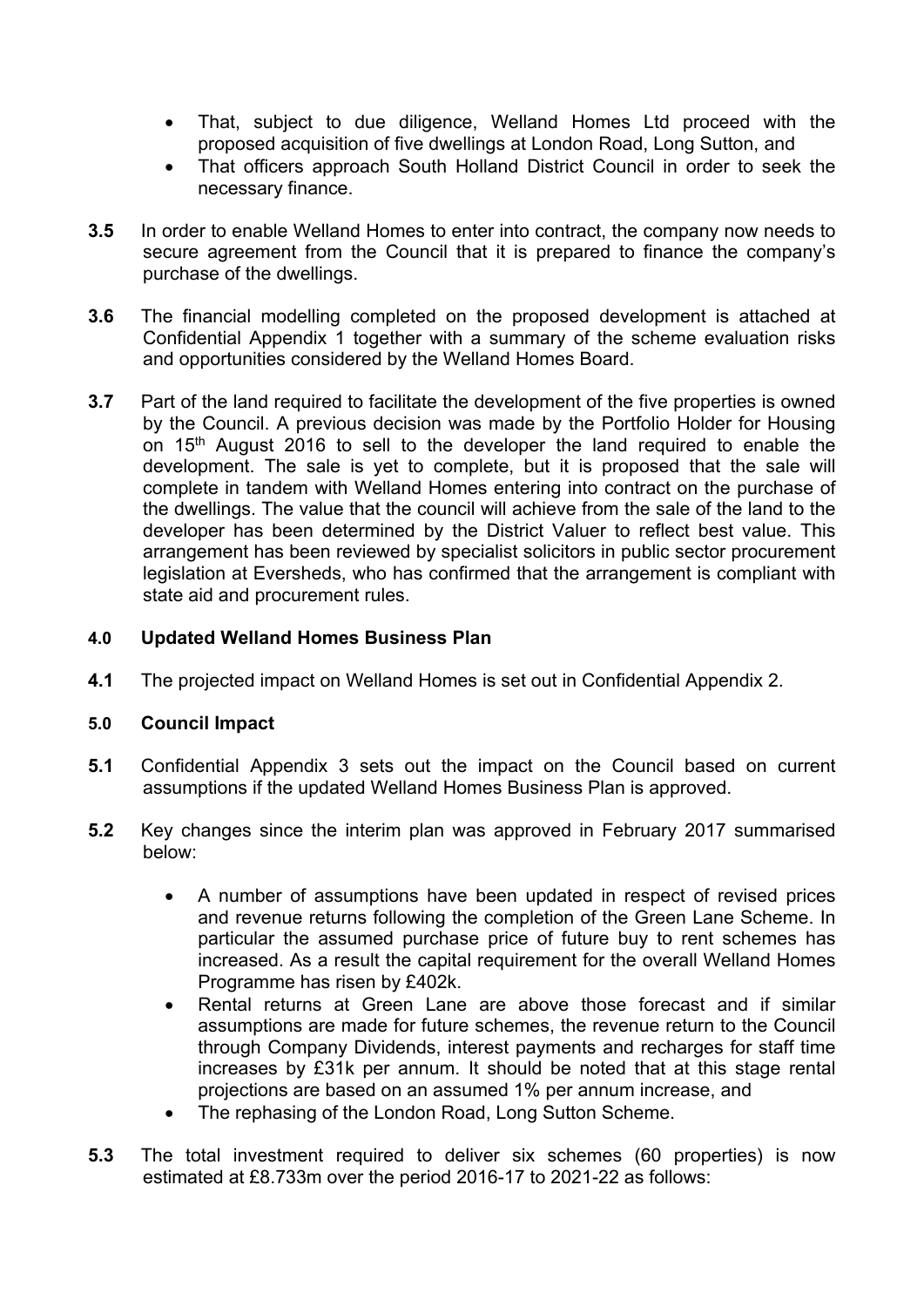- That, subject to due diligence, Welland Homes Ltd proceed with the proposed acquisition of five dwellings at London Road, Long Sutton, and
- That officers approach South Holland District Council in order to seek the necessary finance.

**3.5** In order to enable Welland Homes to enter into contract, the company now needs to secure agreement from the Council that it is prepared to finance the company's purchase of the dwellings.

**3.6** The financial modelling completed on the proposed development is attached at Confidential Appendix 1 together with a summary of the scheme evaluation risks and opportunities considered by the Welland Homes Board.

**3.7** Part of the land required to facilitate the development of the five properties is owned by the Council. A previous decision was made by the Portfolio Holder for Housing on 15th August 2016 to sell to the developer the land required to enable the development. The sale is yet to complete, but it is proposed that the sale will complete in tandem with Welland Homes entering into contract on the purchase of the dwellings. The value that the council will achieve from the sale of the land to the developer has been determined by the District Valuer to reflect best value. This arrangement has been reviewed by specialist solicitors in public sector procurement legislation at Eversheds, who has confirmed that the arrangement is compliant with state aid and procurement rules.

## 4.0 Updated Welland Homes Business Plan

**4.1** The projected impact on Welland Homes is set out in Confidential Appendix 2.

## 5.0 Council Impact

**5.1** Confidential Appendix 3 sets out the impact on the Council based on current assumptions if the updated Welland Homes Business Plan is approved.

**5.2** Key changes since the interim plan was approved in February 2017 summarised below:

- A number of assumptions have been updated in respect of revised prices and revenue returns following the completion of the Green Lane Scheme. In particular the assumed purchase price of future buy to rent schemes has increased. As a result the capital requirement for the overall Welland Homes Programme has risen by £402k.
- Rental returns at Green Lane are above those forecast and if similar assumptions are made for future schemes, the revenue return to the Council through Company Dividends, interest payments and recharges for staff time increases by £31k per annum. It should be noted that at this stage rental projections are based on an assumed 1% per annum increase, and
- The rephasing of the London Road, Long Sutton Scheme.

**5.3** The total investment required to deliver six schemes (60 properties) is now estimated at £8.733m over the period 2016-17 to 2021-22 as follows: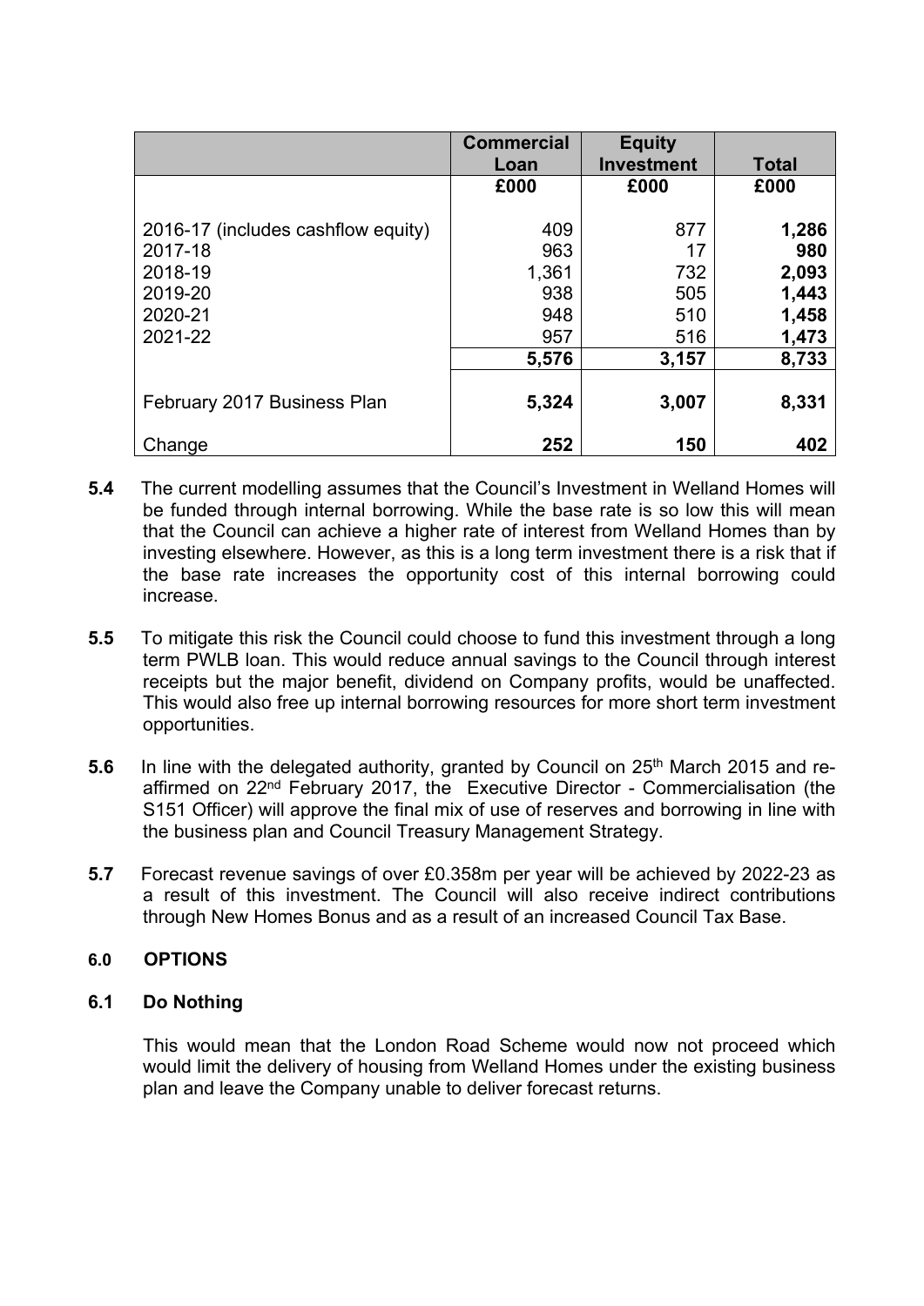| | Commercial Loan | Equity Investment | Total |
|---|---|---|---|
| | **£000** | **£000** | **£000** |
| 2016-17 (includes cashflow equity) | 409 | 877 | **1,286** |
| 2017-18 | 963 | 17 | **980** |
| 2018-19 | 1,361 | 732 | **2,093** |
| 2019-20 | 938 | 505 | **1,443** |
| 2020-21 | 948 | 510 | **1,458** |
| 2021-22 | 957 | 516 | **1,473** |
| | **5,576** | **3,157** | **8,733** |
| February 2017 Business Plan | **5,324** | **3,007** | **8,331** |
| Change | **252** | **150** | **402** |

**5.4** The current modelling assumes that the Council's Investment in Welland Homes will be funded through internal borrowing. While the base rate is so low this will mean that the Council can achieve a higher rate of interest from Welland Homes than by investing elsewhere. However, as this is a long term investment there is a risk that if the base rate increases the opportunity cost of this internal borrowing could increase.

**5.5** To mitigate this risk the Council could choose to fund this investment through a long term PWLB loan. This would reduce annual savings to the Council through interest receipts but the major benefit, dividend on Company profits, would be unaffected. This would also free up internal borrowing resources for more short term investment opportunities.

**5.6** In line with the delegated authority, granted by Council on 25th March 2015 and re-affirmed on 22nd February 2017, the Executive Director - Commercialisation (the S151 Officer) will approve the final mix of use of reserves and borrowing in line with the business plan and Council Treasury Management Strategy.

**5.7** Forecast revenue savings of over £0.358m per year will be achieved by 2022-23 as a result of this investment. The Council will also receive indirect contributions through New Homes Bonus and as a result of an increased Council Tax Base.

## 6.0 OPTIONS

### 6.1 Do Nothing

This would mean that the London Road Scheme would now not proceed which would limit the delivery of housing from Welland Homes under the existing business plan and leave the Company unable to deliver forecast returns.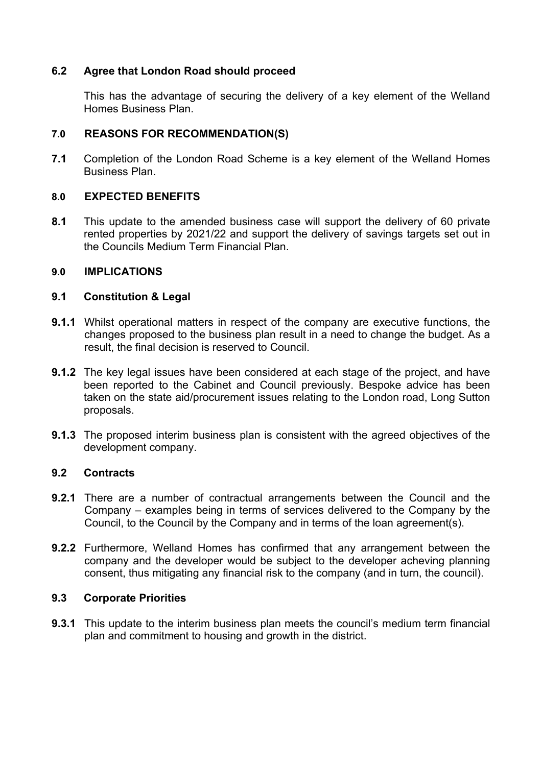### 6.2 Agree that London Road should proceed

This has the advantage of securing the delivery of a key element of the Welland Homes Business Plan.

## 7.0 REASONS FOR RECOMMENDATION(S)

**7.1** Completion of the London Road Scheme is a key element of the Welland Homes Business Plan.

## 8.0 EXPECTED BENEFITS

**8.1** This update to the amended business case will support the delivery of 60 private rented properties by 2021/22 and support the delivery of savings targets set out in the Councils Medium Term Financial Plan.

## 9.0 IMPLICATIONS

### 9.1 Constitution & Legal

**9.1.1** Whilst operational matters in respect of the company are executive functions, the changes proposed to the business plan result in a need to change the budget. As a result, the final decision is reserved to Council.

**9.1.2** The key legal issues have been considered at each stage of the project, and have been reported to the Cabinet and Council previously. Bespoke advice has been taken on the state aid/procurement issues relating to the London road, Long Sutton proposals.

**9.1.3** The proposed interim business plan is consistent with the agreed objectives of the development company.

### 9.2 Contracts

**9.2.1** There are a number of contractual arrangements between the Council and the Company – examples being in terms of services delivered to the Company by the Council, to the Council by the Company and in terms of the loan agreement(s).

**9.2.2** Furthermore, Welland Homes has confirmed that any arrangement between the company and the developer would be subject to the developer acheving planning consent, thus mitigating any financial risk to the company (and in turn, the council).

### 9.3 Corporate Priorities

**9.3.1** This update to the interim business plan meets the council's medium term financial plan and commitment to housing and growth in the district.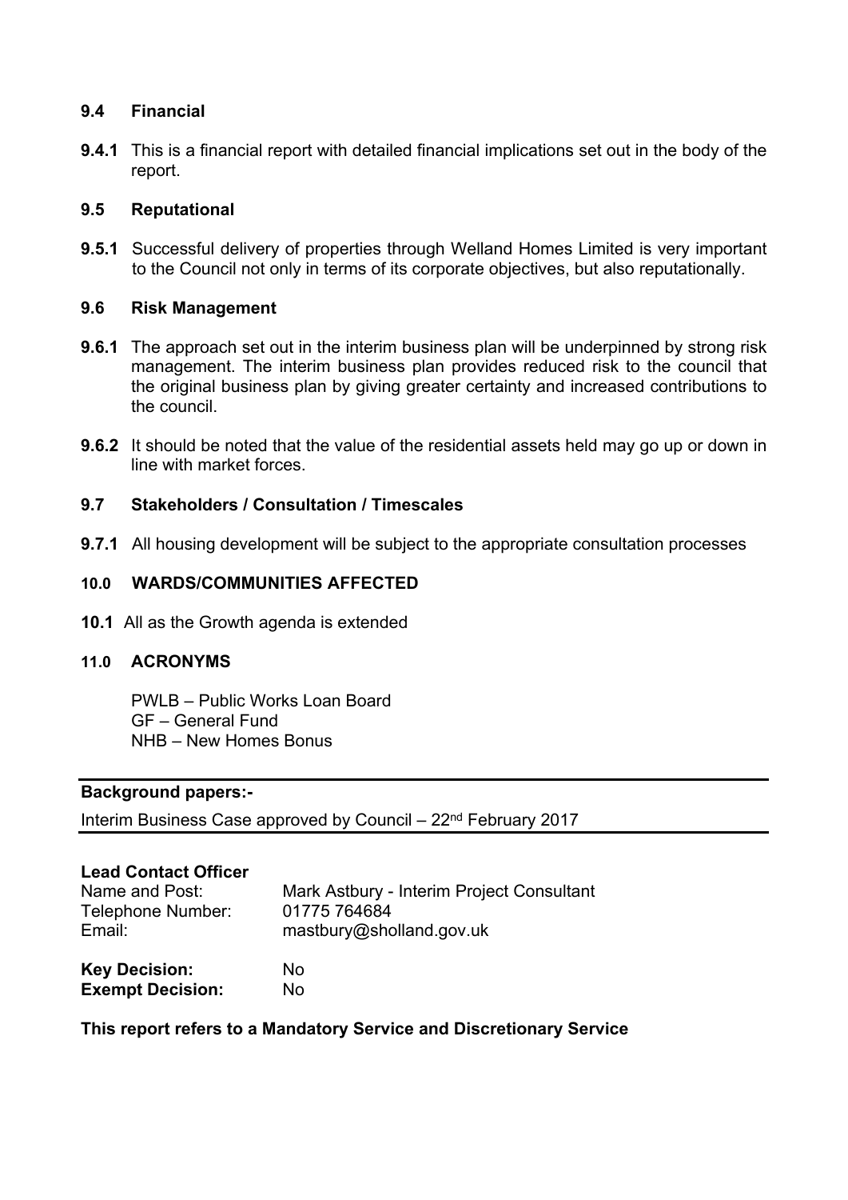### 9.4 Financial

**9.4.1** This is a financial report with detailed financial implications set out in the body of the report.

### 9.5 Reputational

**9.5.1** Successful delivery of properties through Welland Homes Limited is very important to the Council not only in terms of its corporate objectives, but also reputationally.

### 9.6 Risk Management

**9.6.1** The approach set out in the interim business plan will be underpinned by strong risk management. The interim business plan provides reduced risk to the council that the original business plan by giving greater certainty and increased contributions to the council.

**9.6.2** It should be noted that the value of the residential assets held may go up or down in line with market forces.

### 9.7 Stakeholders / Consultation / Timescales

**9.7.1** All housing development will be subject to the appropriate consultation processes

## 10.0 WARDS/COMMUNITIES AFFECTED

**10.1** All as the Growth agenda is extended

## 11.0 ACRONYMS

PWLB – Public Works Loan Board
GF – General Fund
NHB – New Homes Bonus

---

**Background papers:-**

Interim Business Case approved by Council – 22nd February 2017

---

**Lead Contact Officer**

| | |
|---|---|
| Name and Post: | Mark Astbury - Interim Project Consultant |
| Telephone Number: | 01775 764684 |
| Email: | mastbury@sholland.gov.uk |

| | |
|---|---|
| **Key Decision:** | No |
| **Exempt Decision:** | No |

**This report refers to a Mandatory Service and Discretionary Service**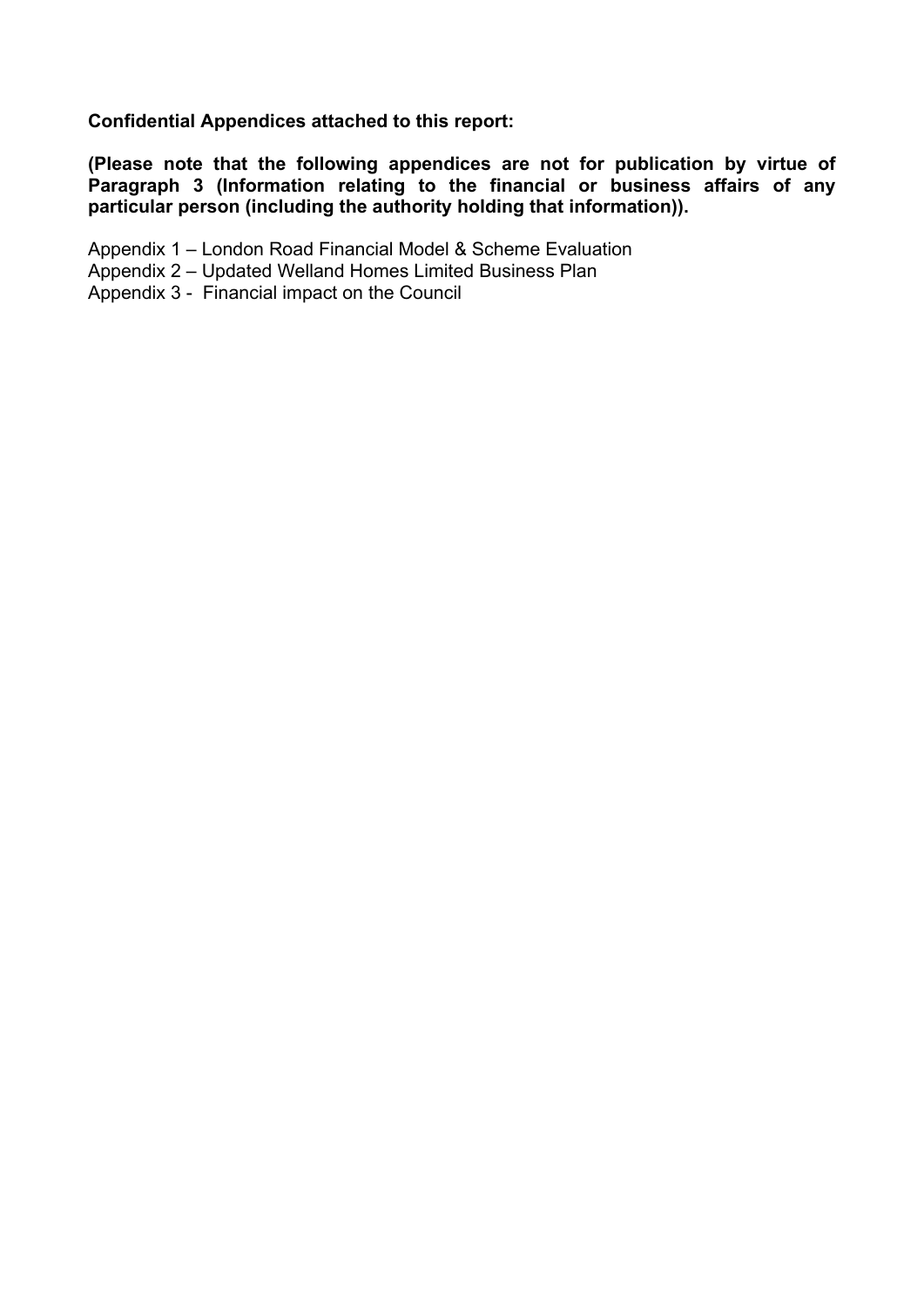**Confidential Appendices attached to this report:**

**(Please note that the following appendices are not for publication by virtue of Paragraph 3 (Information relating to the financial or business affairs of any particular person (including the authority holding that information)).**

Appendix 1 – London Road Financial Model & Scheme Evaluation
Appendix 2 – Updated Welland Homes Limited Business Plan
Appendix 3 - Financial impact on the Council